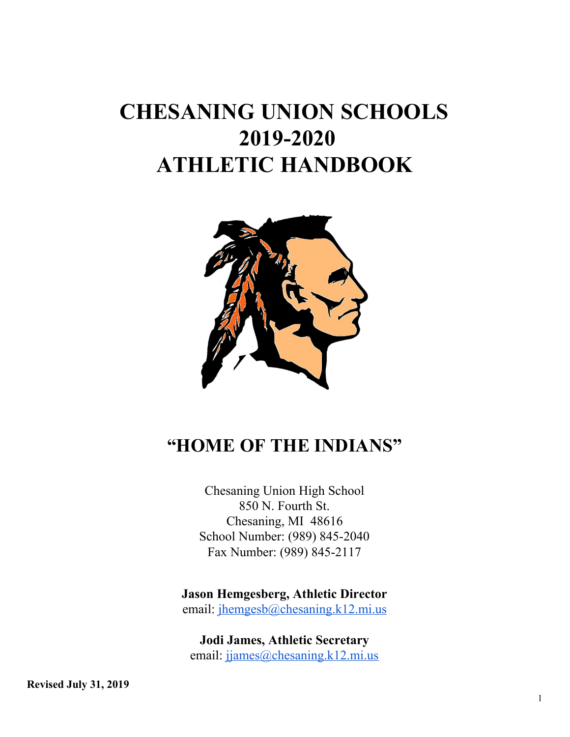# CHESANING UNION SCHOOLS
# 2019-2020
# ATHLETIC HANDBOOK

## "HOME OF THE INDIANS"

Chesaning Union High School
850 N. Fourth St.
Chesaning, MI 48616
School Number: (989) 845-2040
Fax Number: (989) 845-2117

**Jason Hemgesberg, Athletic Director**
email: jhemgesb@chesaning.k12.mi.us

**Jodi James, Athletic Secretary**
email: jjames@chesaning.k12.mi.us

**Revised July 31, 2019**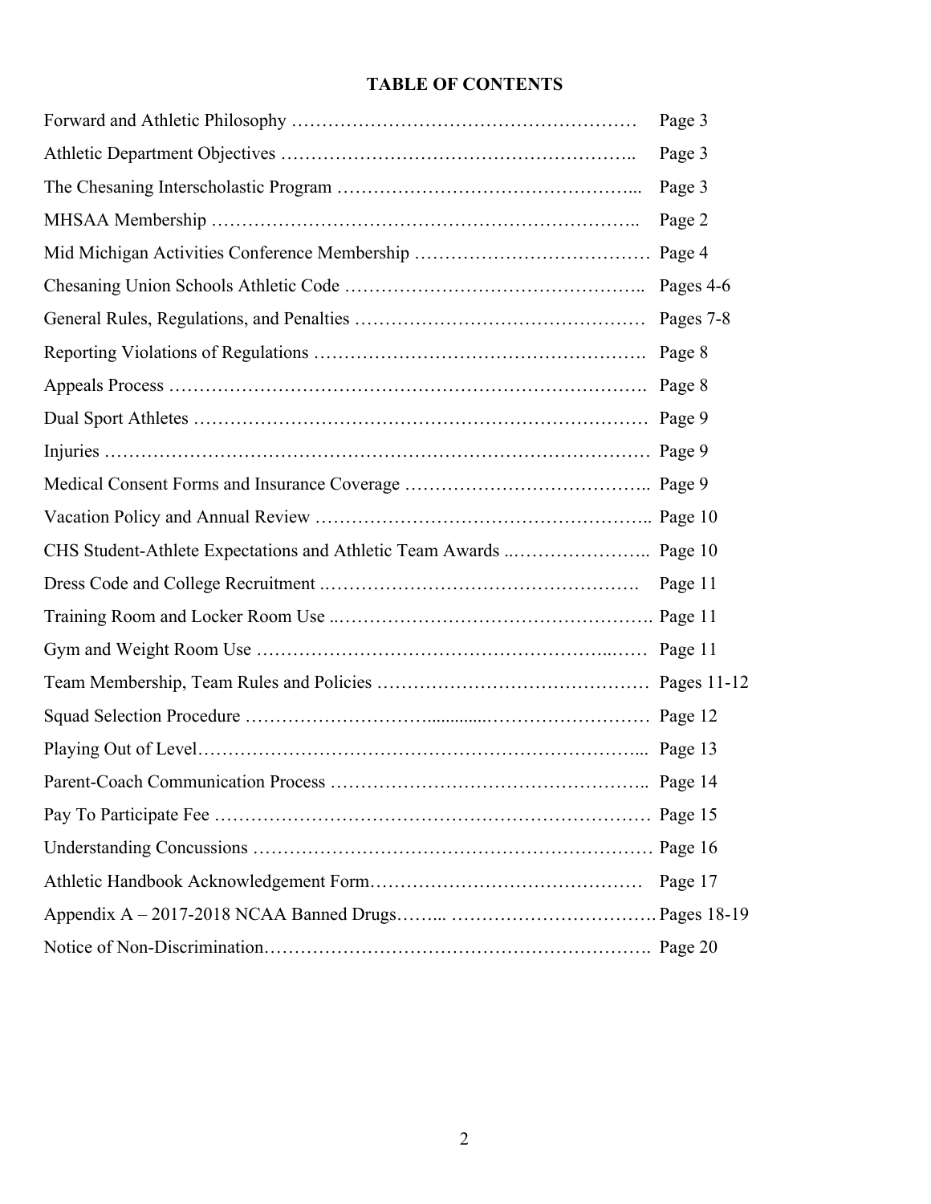**TABLE OF CONTENTS**

| | |
|---|---|
| Forward and Athletic Philosophy | Page 3 |
| Athletic Department Objectives | Page 3 |
| The Chesaning Interscholastic Program | Page 3 |
| MHSAA Membership | Page 2 |
| Mid Michigan Activities Conference Membership | Page 4 |
| Chesaning Union Schools Athletic Code | Pages 4-6 |
| General Rules, Regulations, and Penalties | Pages 7-8 |
| Reporting Violations of Regulations | Page 8 |
| Appeals Process | Page 8 |
| Dual Sport Athletes | Page 9 |
| Injuries | Page 9 |
| Medical Consent Forms and Insurance Coverage | Page 9 |
| Vacation Policy and Annual Review | Page 10 |
| CHS Student-Athlete Expectations and Athletic Team Awards | Page 10 |
| Dress Code and College Recruitment | Page 11 |
| Training Room and Locker Room Use | Page 11 |
| Gym and Weight Room Use | Page 11 |
| Team Membership, Team Rules and Policies | Pages 11-12 |
| Squad Selection Procedure | Page 12 |
| Playing Out of Level | Page 13 |
| Parent-Coach Communication Process | Page 14 |
| Pay To Participate Fee | Page 15 |
| Understanding Concussions | Page 16 |
| Athletic Handbook Acknowledgement Form | Page 17 |
| Appendix A – 2017-2018 NCAA Banned Drugs | Pages 18-19 |
| Notice of Non-Discrimination | Page 20 |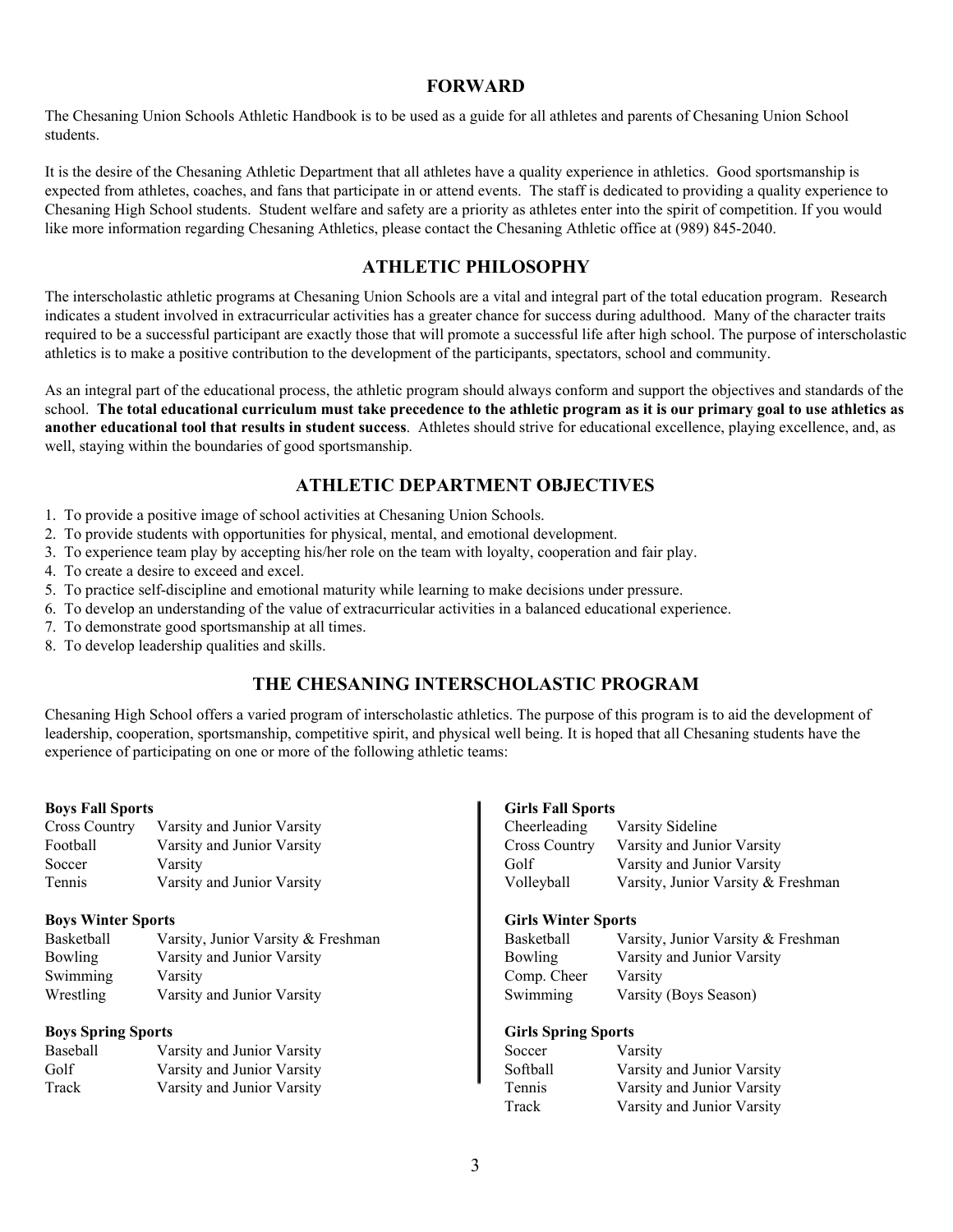## FORWARD

The Chesaning Union Schools Athletic Handbook is to be used as a guide for all athletes and parents of Chesaning Union School students.

It is the desire of the Chesaning Athletic Department that all athletes have a quality experience in athletics. Good sportsmanship is expected from athletes, coaches, and fans that participate in or attend events. The staff is dedicated to providing a quality experience to Chesaning High School students. Student welfare and safety are a priority as athletes enter into the spirit of competition. If you would like more information regarding Chesaning Athletics, please contact the Chesaning Athletic office at (989) 845-2040.

## ATHLETIC PHILOSOPHY

The interscholastic athletic programs at Chesaning Union Schools are a vital and integral part of the total education program. Research indicates a student involved in extracurricular activities has a greater chance for success during adulthood. Many of the character traits required to be a successful participant are exactly those that will promote a successful life after high school. The purpose of interscholastic athletics is to make a positive contribution to the development of the participants, spectators, school and community.

As an integral part of the educational process, the athletic program should always conform and support the objectives and standards of the school. **The total educational curriculum must take precedence to the athletic program as it is our primary goal to use athletics as another educational tool that results in student success**. Athletes should strive for educational excellence, playing excellence, and, as well, staying within the boundaries of good sportsmanship.

## ATHLETIC DEPARTMENT OBJECTIVES

1. To provide a positive image of school activities at Chesaning Union Schools.
2. To provide students with opportunities for physical, mental, and emotional development.
3. To experience team play by accepting his/her role on the team with loyalty, cooperation and fair play.
4. To create a desire to exceed and excel.
5. To practice self-discipline and emotional maturity while learning to make decisions under pressure.
6. To develop an understanding of the value of extracurricular activities in a balanced educational experience.
7. To demonstrate good sportsmanship at all times.
8. To develop leadership qualities and skills.

## THE CHESANING INTERSCHOLASTIC PROGRAM

Chesaning High School offers a varied program of interscholastic athletics. The purpose of this program is to aid the development of leadership, cooperation, sportsmanship, competitive spirit, and physical well being. It is hoped that all Chesaning students have the experience of participating on one or more of the following athletic teams:

**Boys Fall Sports**

| | |
|---|---|
| Cross Country | Varsity and Junior Varsity |
| Football | Varsity and Junior Varsity |
| Soccer | Varsity |
| Tennis | Varsity and Junior Varsity |

**Boys Winter Sports**

| | |
|---|---|
| Basketball | Varsity, Junior Varsity & Freshman |
| Bowling | Varsity and Junior Varsity |
| Swimming | Varsity |
| Wrestling | Varsity and Junior Varsity |

**Boys Spring Sports**

| | |
|---|---|
| Baseball | Varsity and Junior Varsity |
| Golf | Varsity and Junior Varsity |
| Track | Varsity and Junior Varsity |

**Girls Fall Sports**

| | |
|---|---|
| Cheerleading | Varsity Sideline |
| Cross Country | Varsity and Junior Varsity |
| Golf | Varsity and Junior Varsity |
| Volleyball | Varsity, Junior Varsity & Freshman |

**Girls Winter Sports**

| | |
|---|---|
| Basketball | Varsity, Junior Varsity & Freshman |
| Bowling | Varsity and Junior Varsity |
| Comp. Cheer | Varsity |
| Swimming | Varsity (Boys Season) |

**Girls Spring Sports**

| | |
|---|---|
| Soccer | Varsity |
| Softball | Varsity and Junior Varsity |
| Tennis | Varsity and Junior Varsity |
| Track | Varsity and Junior Varsity |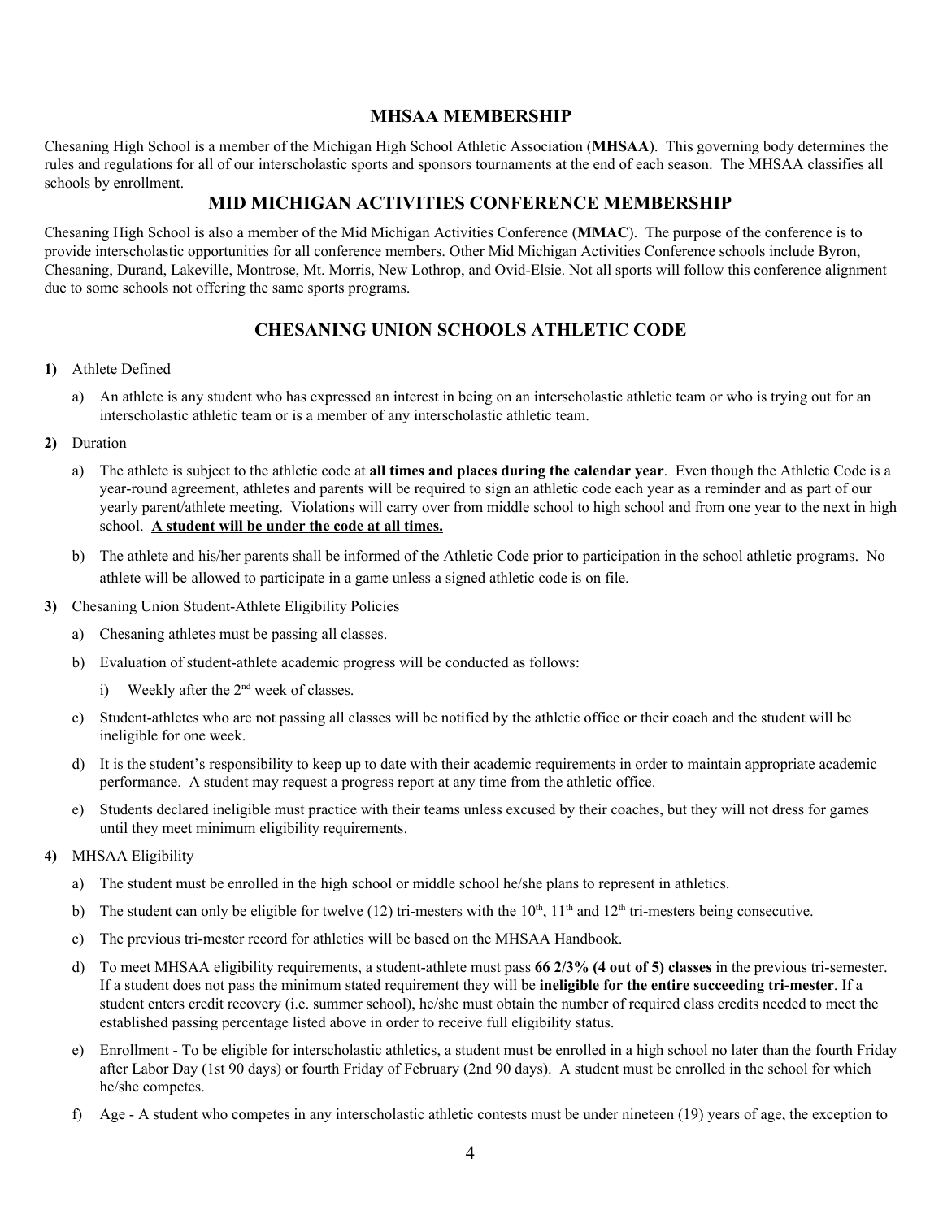## MHSAA MEMBERSHIP

Chesaning High School is a member of the Michigan High School Athletic Association (**MHSAA**). This governing body determines the rules and regulations for all of our interscholastic sports and sponsors tournaments at the end of each season. The MHSAA classifies all schools by enrollment.

## MID MICHIGAN ACTIVITIES CONFERENCE MEMBERSHIP

Chesaning High School is also a member of the Mid Michigan Activities Conference (**MMAC**). The purpose of the conference is to provide interscholastic opportunities for all conference members. Other Mid Michigan Activities Conference schools include Byron, Chesaning, Durand, Lakeville, Montrose, Mt. Morris, New Lothrop, and Ovid-Elsie. Not all sports will follow this conference alignment due to some schools not offering the same sports programs.

## CHESANING UNION SCHOOLS ATHLETIC CODE

**1)** Athlete Defined

   a) An athlete is any student who has expressed an interest in being on an interscholastic athletic team or who is trying out for an interscholastic athletic team or is a member of any interscholastic athletic team.

**2)** Duration

   a) The athlete is subject to the athletic code at **all times and places during the calendar year**. Even though the Athletic Code is a year-round agreement, athletes and parents will be required to sign an athletic code each year as a reminder and as part of our yearly parent/athlete meeting. Violations will carry over from middle school to high school and from one year to the next in high school. **<u>A student will be under the code at all times.</u>**

   b) The athlete and his/her parents shall be informed of the Athletic Code prior to participation in the school athletic programs. No athlete will be allowed to participate in a game unless a signed athletic code is on file.

**3)** Chesaning Union Student-Athlete Eligibility Policies

   a) Chesaning athletes must be passing all classes.

   b) Evaluation of student-athlete academic progress will be conducted as follows:

      i) Weekly after the 2nd week of classes.

   c) Student-athletes who are not passing all classes will be notified by the athletic office or their coach and the student will be ineligible for one week.

   d) It is the student's responsibility to keep up to date with their academic requirements in order to maintain appropriate academic performance. A student may request a progress report at any time from the athletic office.

   e) Students declared ineligible must practice with their teams unless excused by their coaches, but they will not dress for games until they meet minimum eligibility requirements.

**4)** MHSAA Eligibility

   a) The student must be enrolled in the high school or middle school he/she plans to represent in athletics.

   b) The student can only be eligible for twelve (12) tri-mesters with the 10th, 11th and 12th tri-mesters being consecutive.

   c) The previous tri-mester record for athletics will be based on the MHSAA Handbook.

   d) To meet MHSAA eligibility requirements, a student-athlete must pass **66 2/3% (4 out of 5) classes** in the previous tri-semester. If a student does not pass the minimum stated requirement they will be **ineligible for the entire succeeding tri-mester**. If a student enters credit recovery (i.e. summer school), he/she must obtain the number of required class credits needed to meet the established passing percentage listed above in order to receive full eligibility status.

   e) Enrollment - To be eligible for interscholastic athletics, a student must be enrolled in a high school no later than the fourth Friday after Labor Day (1st 90 days) or fourth Friday of February (2nd 90 days). A student must be enrolled in the school for which he/she competes.

   f) Age - A student who competes in any interscholastic athletic contests must be under nineteen (19) years of age, the exception to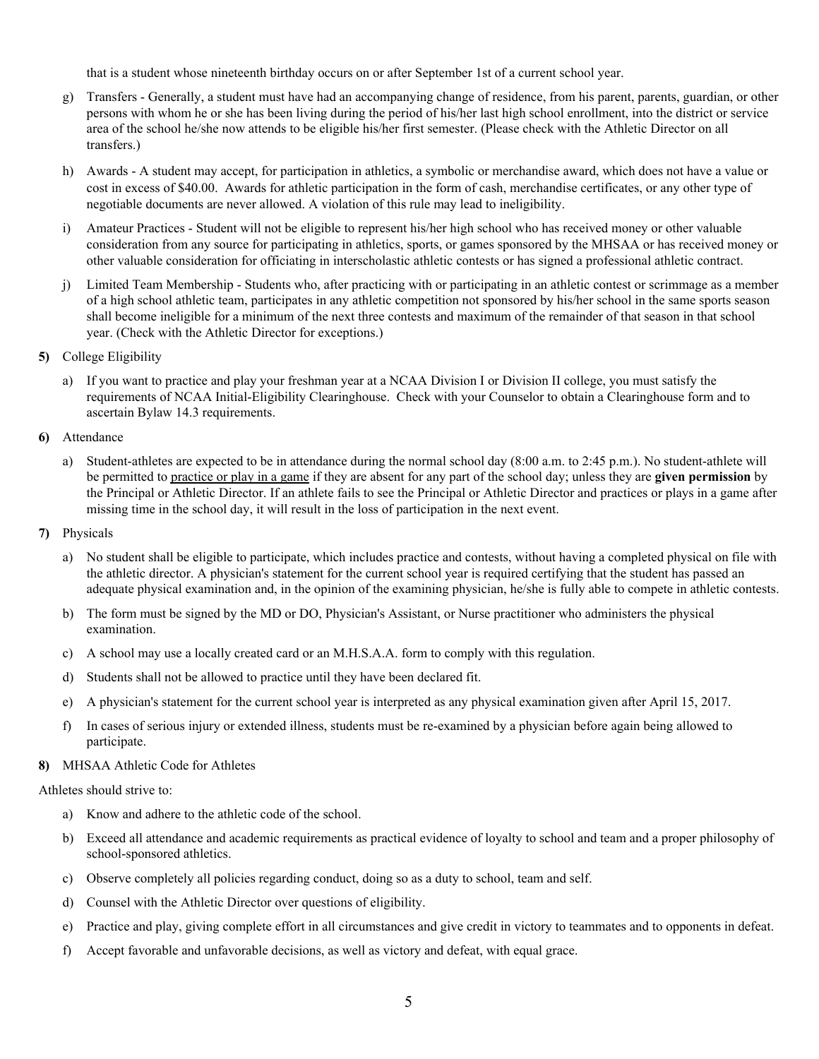that is a student whose nineteenth birthday occurs on or after September 1st of a current school year.

g) Transfers - Generally, a student must have had an accompanying change of residence, from his parent, parents, guardian, or other persons with whom he or she has been living during the period of his/her last high school enrollment, into the district or service area of the school he/she now attends to be eligible his/her first semester. (Please check with the Athletic Director on all transfers.)

h) Awards - A student may accept, for participation in athletics, a symbolic or merchandise award, which does not have a value or cost in excess of $40.00. Awards for athletic participation in the form of cash, merchandise certificates, or any other type of negotiable documents are never allowed. A violation of this rule may lead to ineligibility.

i) Amateur Practices - Student will not be eligible to represent his/her high school who has received money or other valuable consideration from any source for participating in athletics, sports, or games sponsored by the MHSAA or has received money or other valuable consideration for officiating in interscholastic athletic contests or has signed a professional athletic contract.

j) Limited Team Membership - Students who, after practicing with or participating in an athletic contest or scrimmage as a member of a high school athletic team, participates in any athletic competition not sponsored by his/her school in the same sports season shall become ineligible for a minimum of the next three contests and maximum of the remainder of that season in that school year. (Check with the Athletic Director for exceptions.)

**5)** College Eligibility

a) If you want to practice and play your freshman year at a NCAA Division I or Division II college, you must satisfy the requirements of NCAA Initial-Eligibility Clearinghouse. Check with your Counselor to obtain a Clearinghouse form and to ascertain Bylaw 14.3 requirements.

**6)** Attendance

a) Student-athletes are expected to be in attendance during the normal school day (8:00 a.m. to 2:45 p.m.). No student-athlete will be permitted to practice or play in a game if they are absent for any part of the school day; unless they are **given permission** by the Principal or Athletic Director. If an athlete fails to see the Principal or Athletic Director and practices or plays in a game after missing time in the school day, it will result in the loss of participation in the next event.

**7)** Physicals

a) No student shall be eligible to participate, which includes practice and contests, without having a completed physical on file with the athletic director. A physician's statement for the current school year is required certifying that the student has passed an adequate physical examination and, in the opinion of the examining physician, he/she is fully able to compete in athletic contests.

b) The form must be signed by the MD or DO, Physician's Assistant, or Nurse practitioner who administers the physical examination.

c) A school may use a locally created card or an M.H.S.A.A. form to comply with this regulation.

d) Students shall not be allowed to practice until they have been declared fit.

e) A physician's statement for the current school year is interpreted as any physical examination given after April 15, 2017.

f) In cases of serious injury or extended illness, students must be re-examined by a physician before again being allowed to participate.

**8)** MHSAA Athletic Code for Athletes

Athletes should strive to:

a) Know and adhere to the athletic code of the school.

b) Exceed all attendance and academic requirements as practical evidence of loyalty to school and team and a proper philosophy of school-sponsored athletics.

c) Observe completely all policies regarding conduct, doing so as a duty to school, team and self.

d) Counsel with the Athletic Director over questions of eligibility.

e) Practice and play, giving complete effort in all circumstances and give credit in victory to teammates and to opponents in defeat.

f) Accept favorable and unfavorable decisions, as well as victory and defeat, with equal grace.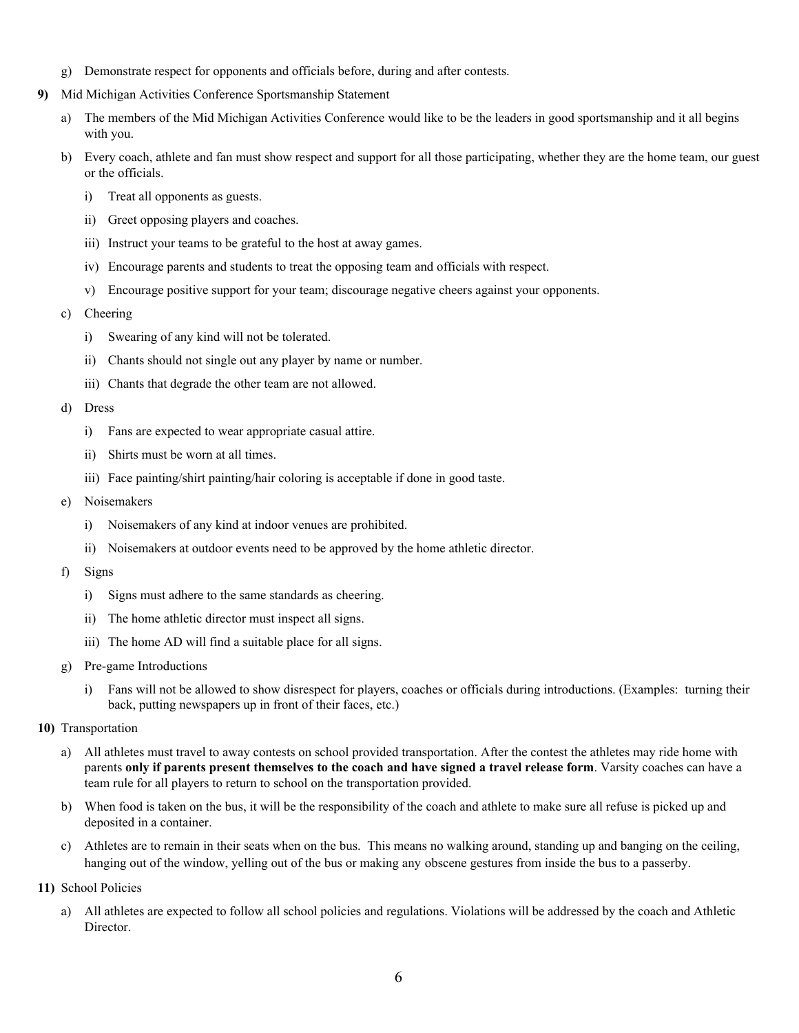g) Demonstrate respect for opponents and officials before, during and after contests.

**9)** Mid Michigan Activities Conference Sportsmanship Statement

a) The members of the Mid Michigan Activities Conference would like to be the leaders in good sportsmanship and it all begins with you.

b) Every coach, athlete and fan must show respect and support for all those participating, whether they are the home team, our guest or the officials.

   i) Treat all opponents as guests.

   ii) Greet opposing players and coaches.

   iii) Instruct your teams to be grateful to the host at away games.

   iv) Encourage parents and students to treat the opposing team and officials with respect.

   v) Encourage positive support for your team; discourage negative cheers against your opponents.

c) Cheering

   i) Swearing of any kind will not be tolerated.

   ii) Chants should not single out any player by name or number.

   iii) Chants that degrade the other team are not allowed.

d) Dress

   i) Fans are expected to wear appropriate casual attire.

   ii) Shirts must be worn at all times.

   iii) Face painting/shirt painting/hair coloring is acceptable if done in good taste.

e) Noisemakers

   i) Noisemakers of any kind at indoor venues are prohibited.

   ii) Noisemakers at outdoor events need to be approved by the home athletic director.

f) Signs

   i) Signs must adhere to the same standards as cheering.

   ii) The home athletic director must inspect all signs.

   iii) The home AD will find a suitable place for all signs.

g) Pre-game Introductions

   i) Fans will not be allowed to show disrespect for players, coaches or officials during introductions. (Examples: turning their back, putting newspapers up in front of their faces, etc.)

**10)** Transportation

a) All athletes must travel to away contests on school provided transportation. After the contest the athletes may ride home with parents **only if parents present themselves to the coach and have signed a travel release form**. Varsity coaches can have a team rule for all players to return to school on the transportation provided.

b) When food is taken on the bus, it will be the responsibility of the coach and athlete to make sure all refuse is picked up and deposited in a container.

c) Athletes are to remain in their seats when on the bus. This means no walking around, standing up and banging on the ceiling, hanging out of the window, yelling out of the bus or making any obscene gestures from inside the bus to a passerby.

**11)** School Policies

a) All athletes are expected to follow all school policies and regulations. Violations will be addressed by the coach and Athletic Director.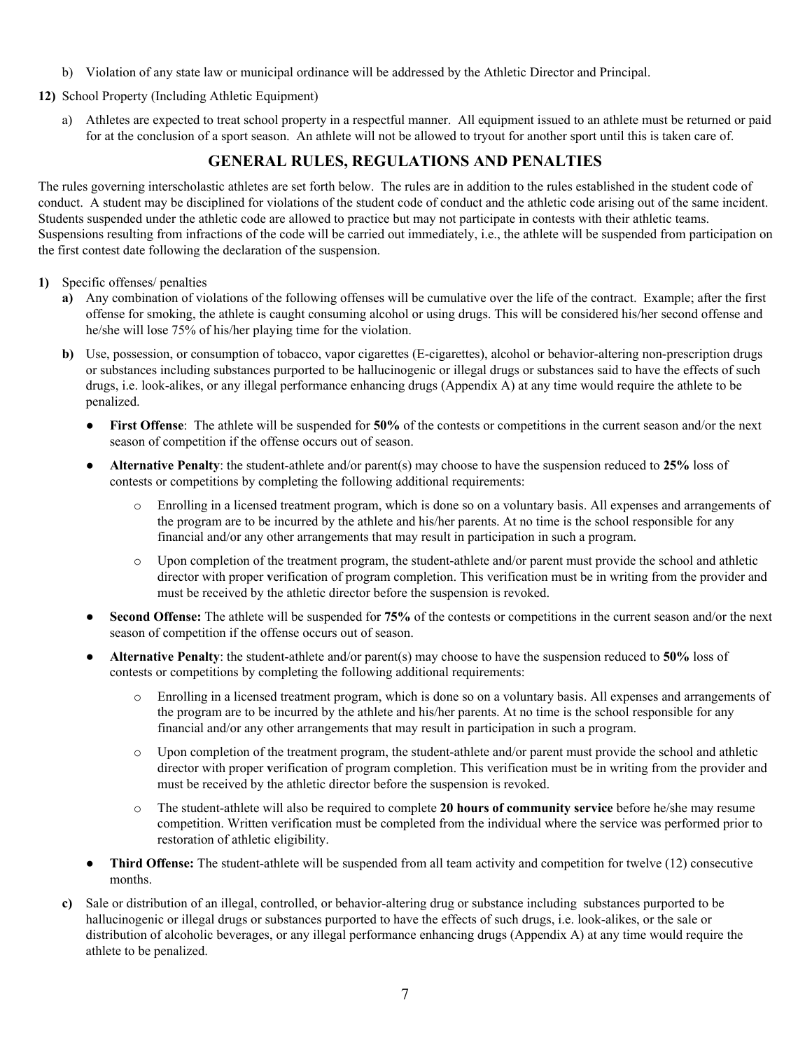b) Violation of any state law or municipal ordinance will be addressed by the Athletic Director and Principal.

**12)** School Property (Including Athletic Equipment)

a) Athletes are expected to treat school property in a respectful manner. All equipment issued to an athlete must be returned or paid for at the conclusion of a sport season. An athlete will not be allowed to tryout for another sport until this is taken care of.

## GENERAL RULES, REGULATIONS AND PENALTIES

The rules governing interscholastic athletes are set forth below. The rules are in addition to the rules established in the student code of conduct. A student may be disciplined for violations of the student code of conduct and the athletic code arising out of the same incident. Students suspended under the athletic code are allowed to practice but may not participate in contests with their athletic teams. Suspensions resulting from infractions of the code will be carried out immediately, i.e., the athlete will be suspended from participation on the first contest date following the declaration of the suspension.

**1)** Specific offenses/ penalties

**a)** Any combination of violations of the following offenses will be cumulative over the life of the contract. Example; after the first offense for smoking, the athlete is caught consuming alcohol or using drugs. This will be considered his/her second offense and he/she will lose 75% of his/her playing time for the violation.

**b)** Use, possession, or consumption of tobacco, vapor cigarettes (E-cigarettes), alcohol or behavior-altering non-prescription drugs or substances including substances purported to be hallucinogenic or illegal drugs or substances said to have the effects of such drugs, i.e. look-alikes, or any illegal performance enhancing drugs (Appendix A) at any time would require the athlete to be penalized.

- **First Offense**: The athlete will be suspended for **50%** of the contests or competitions in the current season and/or the next season of competition if the offense occurs out of season.
- **Alternative Penalty**: the student-athlete and/or parent(s) may choose to have the suspension reduced to **25%** loss of contests or competitions by completing the following additional requirements:
  - Enrolling in a licensed treatment program, which is done so on a voluntary basis. All expenses and arrangements of the program are to be incurred by the athlete and his/her parents. At no time is the school responsible for any financial and/or any other arrangements that may result in participation in such a program.
  - Upon completion of the treatment program, the student-athlete and/or parent must provide the school and athletic director with proper **v**erification of program completion. This verification must be in writing from the provider and must be received by the athletic director before the suspension is revoked.
- **Second Offense:** The athlete will be suspended for **75%** of the contests or competitions in the current season and/or the next season of competition if the offense occurs out of season.
- **Alternative Penalty**: the student-athlete and/or parent(s) may choose to have the suspension reduced to **50%** loss of contests or competitions by completing the following additional requirements:
  - Enrolling in a licensed treatment program, which is done so on a voluntary basis. All expenses and arrangements of the program are to be incurred by the athlete and his/her parents. At no time is the school responsible for any financial and/or any other arrangements that may result in participation in such a program.
  - Upon completion of the treatment program, the student-athlete and/or parent must provide the school and athletic director with proper **v**erification of program completion. This verification must be in writing from the provider and must be received by the athletic director before the suspension is revoked.
  - The student-athlete will also be required to complete **20 hours of community service** before he/she may resume competition. Written verification must be completed from the individual where the service was performed prior to restoration of athletic eligibility.
- **Third Offense:** The student-athlete will be suspended from all team activity and competition for twelve (12) consecutive months.

**c)** Sale or distribution of an illegal, controlled, or behavior-altering drug or substance including substances purported to be hallucinogenic or illegal drugs or substances purported to have the effects of such drugs, i.e. look-alikes, or the sale or distribution of alcoholic beverages, or any illegal performance enhancing drugs (Appendix A) at any time would require the athlete to be penalized.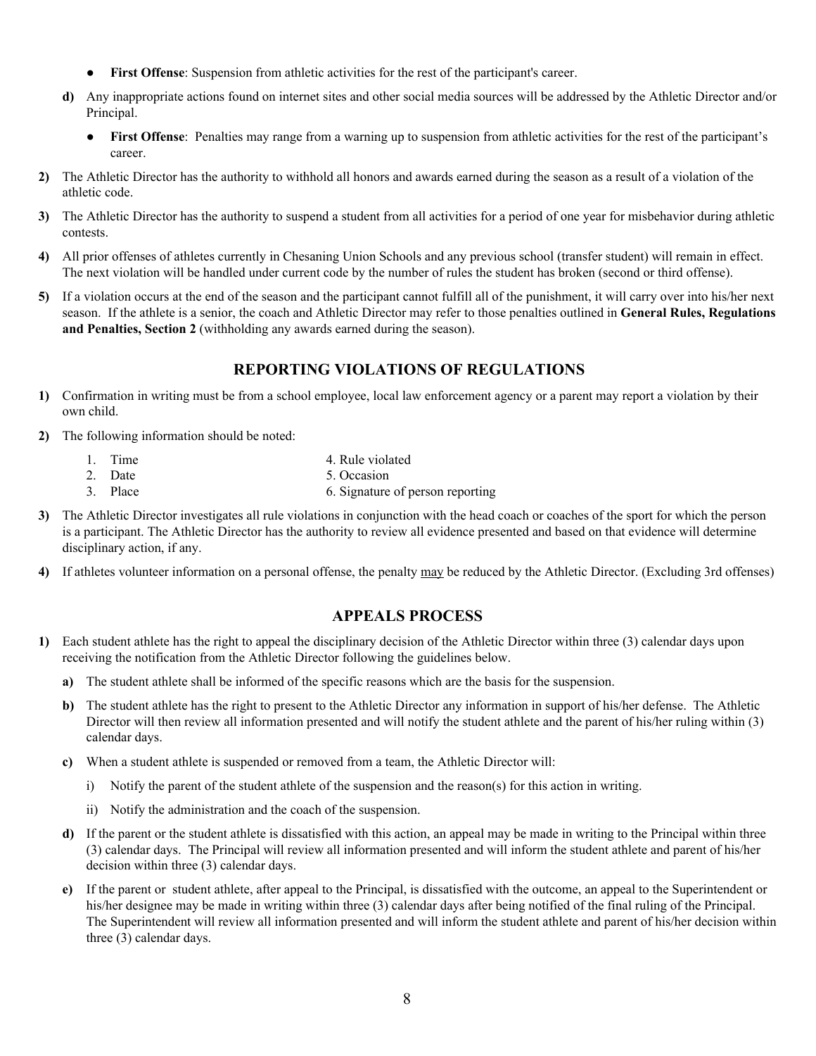- **First Offense**: Suspension from athletic activities for the rest of the participant's career.

**d)** Any inappropriate actions found on internet sites and other social media sources will be addressed by the Athletic Director and/or Principal.

- **First Offense**: Penalties may range from a warning up to suspension from athletic activities for the rest of the participant's career.

**2)** The Athletic Director has the authority to withhold all honors and awards earned during the season as a result of a violation of the athletic code.

**3)** The Athletic Director has the authority to suspend a student from all activities for a period of one year for misbehavior during athletic contests.

**4)** All prior offenses of athletes currently in Chesaning Union Schools and any previous school (transfer student) will remain in effect. The next violation will be handled under current code by the number of rules the student has broken (second or third offense).

**5)** If a violation occurs at the end of the season and the participant cannot fulfill all of the punishment, it will carry over into his/her next season. If the athlete is a senior, the coach and Athletic Director may refer to those penalties outlined in **General Rules, Regulations and Penalties, Section 2** (withholding any awards earned during the season).

## REPORTING VIOLATIONS OF REGULATIONS

**1)** Confirmation in writing must be from a school employee, local law enforcement agency or a parent may report a violation by their own child.

**2)** The following information should be noted:

1. Time
2. Date
3. Place
4. Rule violated
5. Occasion
6. Signature of person reporting

**3)** The Athletic Director investigates all rule violations in conjunction with the head coach or coaches of the sport for which the person is a participant. The Athletic Director has the authority to review all evidence presented and based on that evidence will determine disciplinary action, if any.

**4)** If athletes volunteer information on a personal offense, the penalty <u>may</u> be reduced by the Athletic Director. (Excluding 3rd offenses)

## APPEALS PROCESS

**1)** Each student athlete has the right to appeal the disciplinary decision of the Athletic Director within three (3) calendar days upon receiving the notification from the Athletic Director following the guidelines below.

**a)** The student athlete shall be informed of the specific reasons which are the basis for the suspension.

**b)** The student athlete has the right to present to the Athletic Director any information in support of his/her defense. The Athletic Director will then review all information presented and will notify the student athlete and the parent of his/her ruling within (3) calendar days.

**c)** When a student athlete is suspended or removed from a team, the Athletic Director will:

i) Notify the parent of the student athlete of the suspension and the reason(s) for this action in writing.

ii) Notify the administration and the coach of the suspension.

**d)** If the parent or the student athlete is dissatisfied with this action, an appeal may be made in writing to the Principal within three (3) calendar days. The Principal will review all information presented and will inform the student athlete and parent of his/her decision within three (3) calendar days.

**e)** If the parent or student athlete, after appeal to the Principal, is dissatisfied with the outcome, an appeal to the Superintendent or his/her designee may be made in writing within three (3) calendar days after being notified of the final ruling of the Principal. The Superintendent will review all information presented and will inform the student athlete and parent of his/her decision within three (3) calendar days.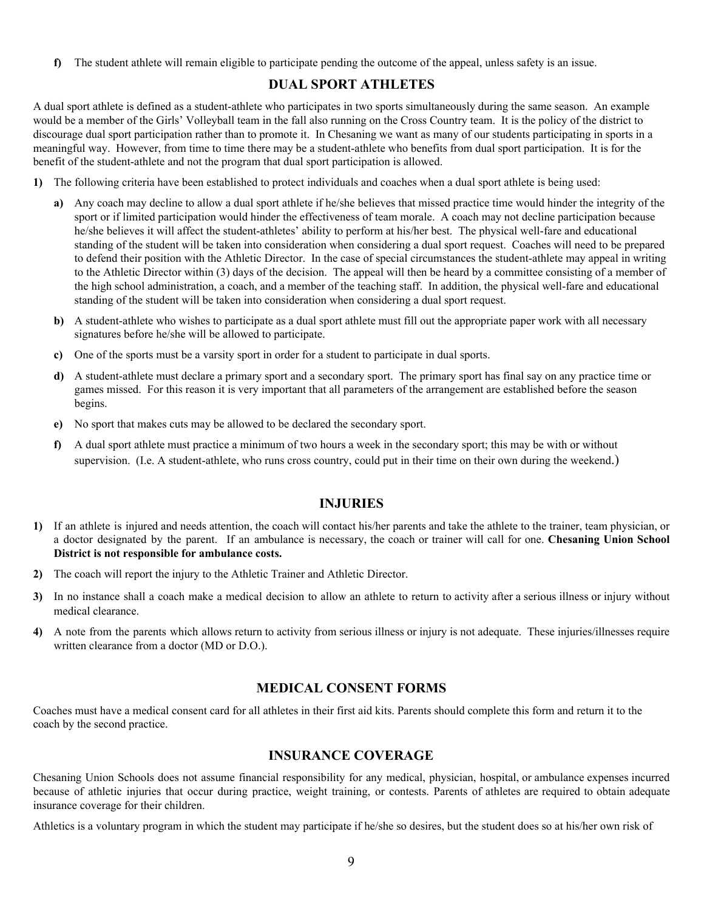f) The student athlete will remain eligible to participate pending the outcome of the appeal, unless safety is an issue.

## DUAL SPORT ATHLETES

A dual sport athlete is defined as a student-athlete who participates in two sports simultaneously during the same season. An example would be a member of the Girls' Volleyball team in the fall also running on the Cross Country team. It is the policy of the district to discourage dual sport participation rather than to promote it. In Chesaning we want as many of our students participating in sports in a meaningful way. However, from time to time there may be a student-athlete who benefits from dual sport participation. It is for the benefit of the student-athlete and not the program that dual sport participation is allowed.

**1)** The following criteria have been established to protect individuals and coaches when a dual sport athlete is being used:

  **a)** Any coach may decline to allow a dual sport athlete if he/she believes that missed practice time would hinder the integrity of the sport or if limited participation would hinder the effectiveness of team morale. A coach may not decline participation because he/she believes it will affect the student-athletes' ability to perform at his/her best. The physical well-fare and educational standing of the student will be taken into consideration when considering a dual sport request. Coaches will need to be prepared to defend their position with the Athletic Director. In the case of special circumstances the student-athlete may appeal in writing to the Athletic Director within (3) days of the decision. The appeal will then be heard by a committee consisting of a member of the high school administration, a coach, and a member of the teaching staff. In addition, the physical well-fare and educational standing of the student will be taken into consideration when considering a dual sport request.

  **b)** A student-athlete who wishes to participate as a dual sport athlete must fill out the appropriate paper work with all necessary signatures before he/she will be allowed to participate.

  **c)** One of the sports must be a varsity sport in order for a student to participate in dual sports.

  **d)** A student-athlete must declare a primary sport and a secondary sport. The primary sport has final say on any practice time or games missed. For this reason it is very important that all parameters of the arrangement are established before the season begins.

  **e)** No sport that makes cuts may be allowed to be declared the secondary sport.

  **f)** A dual sport athlete must practice a minimum of two hours a week in the secondary sport; this may be with or without supervision. (I.e. A student-athlete, who runs cross country, could put in their time on their own during the weekend.)

## INJURIES

**1)** If an athlete is injured and needs attention, the coach will contact his/her parents and take the athlete to the trainer, team physician, or a doctor designated by the parent. If an ambulance is necessary, the coach or trainer will call for one. **Chesaning Union School District is not responsible for ambulance costs.**

**2)** The coach will report the injury to the Athletic Trainer and Athletic Director.

**3)** In no instance shall a coach make a medical decision to allow an athlete to return to activity after a serious illness or injury without medical clearance.

**4)** A note from the parents which allows return to activity from serious illness or injury is not adequate. These injuries/illnesses require written clearance from a doctor (MD or D.O.).

## MEDICAL CONSENT FORMS

Coaches must have a medical consent card for all athletes in their first aid kits. Parents should complete this form and return it to the coach by the second practice.

## INSURANCE COVERAGE

Chesaning Union Schools does not assume financial responsibility for any medical, physician, hospital, or ambulance expenses incurred because of athletic injuries that occur during practice, weight training, or contests. Parents of athletes are required to obtain adequate insurance coverage for their children.

Athletics is a voluntary program in which the student may participate if he/she so desires, but the student does so at his/her own risk of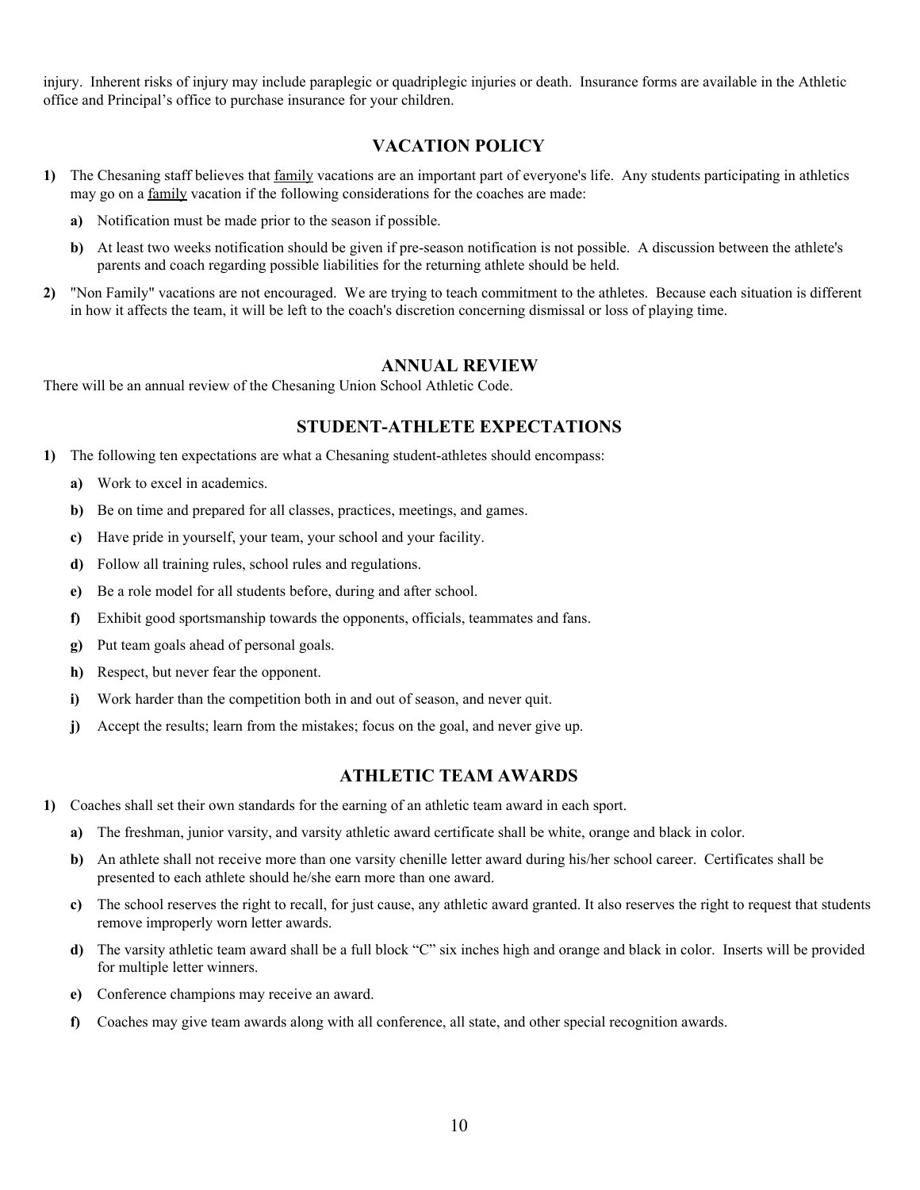injury. Inherent risks of injury may include paraplegic or quadriplegic injuries or death. Insurance forms are available in the Athletic office and Principal's office to purchase insurance for your children.

## VACATION POLICY

**1)** The Chesaning staff believes that <u>family</u> vacations are an important part of everyone's life. Any students participating in athletics may go on a <u>family</u> vacation if the following considerations for the coaches are made:

   **a)** Notification must be made prior to the season if possible.

   **b)** At least two weeks notification should be given if pre-season notification is not possible. A discussion between the athlete's parents and coach regarding possible liabilities for the returning athlete should be held.

**2)** "Non Family" vacations are not encouraged. We are trying to teach commitment to the athletes. Because each situation is different in how it affects the team, it will be left to the coach's discretion concerning dismissal or loss of playing time.

## ANNUAL REVIEW

There will be an annual review of the Chesaning Union School Athletic Code.

## STUDENT-ATHLETE EXPECTATIONS

**1)** The following ten expectations are what a Chesaning student-athletes should encompass:

   **a)** Work to excel in academics.

   **b)** Be on time and prepared for all classes, practices, meetings, and games.

   **c)** Have pride in yourself, your team, your school and your facility.

   **d)** Follow all training rules, school rules and regulations.

   **e)** Be a role model for all students before, during and after school.

   **f)** Exhibit good sportsmanship towards the opponents, officials, teammates and fans.

   **g)** Put team goals ahead of personal goals.

   **h)** Respect, but never fear the opponent.

   **i)** Work harder than the competition both in and out of season, and never quit.

   **j)** Accept the results; learn from the mistakes; focus on the goal, and never give up.

## ATHLETIC TEAM AWARDS

**1)** Coaches shall set their own standards for the earning of an athletic team award in each sport.

   **a)** The freshman, junior varsity, and varsity athletic award certificate shall be white, orange and black in color.

   **b)** An athlete shall not receive more than one varsity chenille letter award during his/her school career. Certificates shall be presented to each athlete should he/she earn more than one award.

   **c)** The school reserves the right to recall, for just cause, any athletic award granted. It also reserves the right to request that students remove improperly worn letter awards.

   **d)** The varsity athletic team award shall be a full block "C" six inches high and orange and black in color. Inserts will be provided for multiple letter winners.

   **e)** Conference champions may receive an award.

   **f)** Coaches may give team awards along with all conference, all state, and other special recognition awards.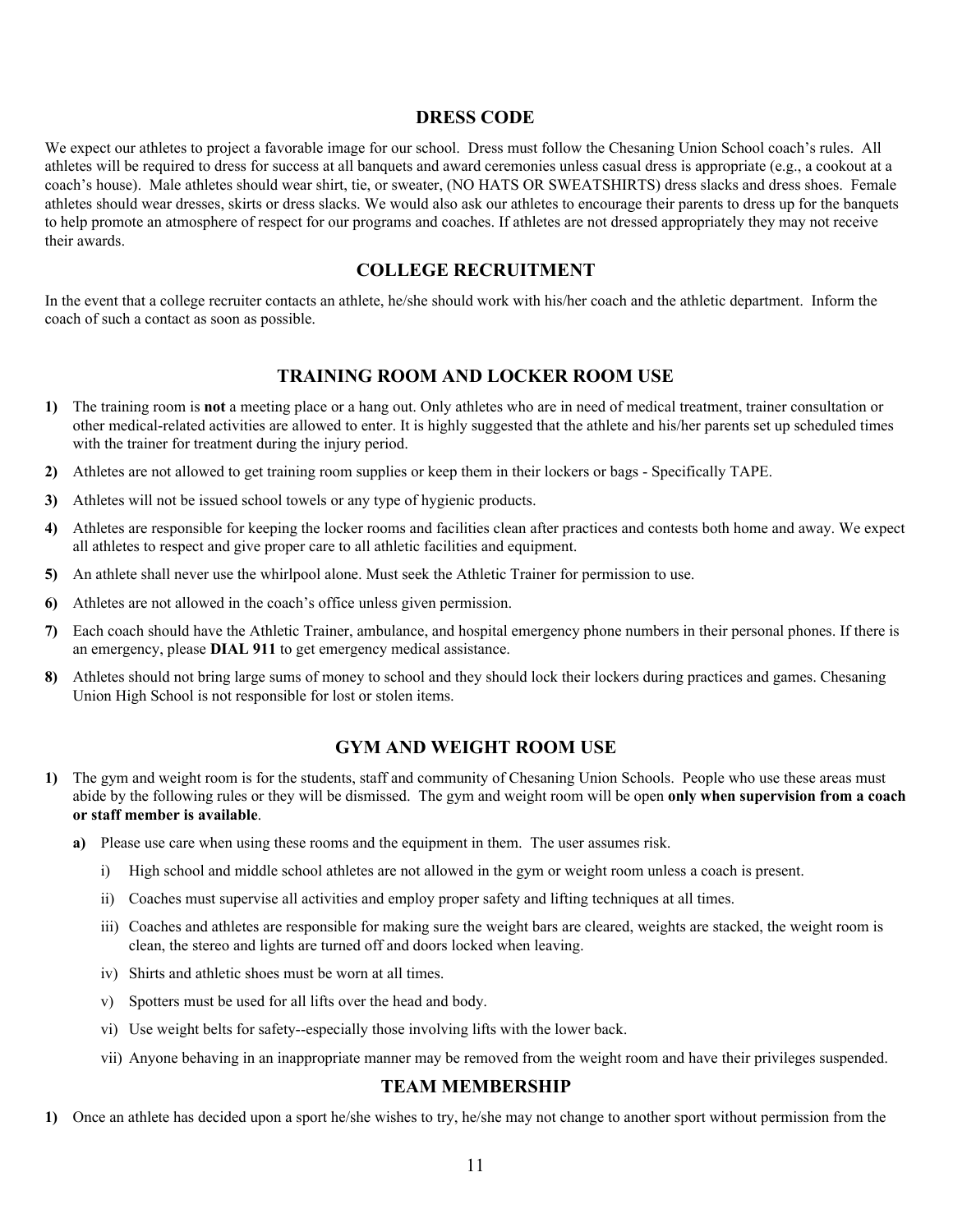## DRESS CODE

We expect our athletes to project a favorable image for our school. Dress must follow the Chesaning Union School coach's rules. All athletes will be required to dress for success at all banquets and award ceremonies unless casual dress is appropriate (e.g., a cookout at a coach's house). Male athletes should wear shirt, tie, or sweater, (NO HATS OR SWEATSHIRTS) dress slacks and dress shoes. Female athletes should wear dresses, skirts or dress slacks. We would also ask our athletes to encourage their parents to dress up for the banquets to help promote an atmosphere of respect for our programs and coaches. If athletes are not dressed appropriately they may not receive their awards.

## COLLEGE RECRUITMENT

In the event that a college recruiter contacts an athlete, he/she should work with his/her coach and the athletic department. Inform the coach of such a contact as soon as possible.

## TRAINING ROOM AND LOCKER ROOM USE

**1)** The training room is **not** a meeting place or a hang out. Only athletes who are in need of medical treatment, trainer consultation or other medical-related activities are allowed to enter. It is highly suggested that the athlete and his/her parents set up scheduled times with the trainer for treatment during the injury period.

**2)** Athletes are not allowed to get training room supplies or keep them in their lockers or bags - Specifically TAPE.

**3)** Athletes will not be issued school towels or any type of hygienic products.

**4)** Athletes are responsible for keeping the locker rooms and facilities clean after practices and contests both home and away. We expect all athletes to respect and give proper care to all athletic facilities and equipment.

**5)** An athlete shall never use the whirlpool alone. Must seek the Athletic Trainer for permission to use.

**6)** Athletes are not allowed in the coach's office unless given permission.

**7)** Each coach should have the Athletic Trainer, ambulance, and hospital emergency phone numbers in their personal phones. If there is an emergency, please **DIAL 911** to get emergency medical assistance.

**8)** Athletes should not bring large sums of money to school and they should lock their lockers during practices and games. Chesaning Union High School is not responsible for lost or stolen items.

## GYM AND WEIGHT ROOM USE

**1)** The gym and weight room is for the students, staff and community of Chesaning Union Schools. People who use these areas must abide by the following rules or they will be dismissed. The gym and weight room will be open **only when supervision from a coach or staff member is available**.

- **a)** Please use care when using these rooms and the equipment in them. The user assumes risk.
  - i) High school and middle school athletes are not allowed in the gym or weight room unless a coach is present.
  - ii) Coaches must supervise all activities and employ proper safety and lifting techniques at all times.
  - iii) Coaches and athletes are responsible for making sure the weight bars are cleared, weights are stacked, the weight room is clean, the stereo and lights are turned off and doors locked when leaving.
  - iv) Shirts and athletic shoes must be worn at all times.
  - v) Spotters must be used for all lifts over the head and body.
  - vi) Use weight belts for safety--especially those involving lifts with the lower back.
  - vii) Anyone behaving in an inappropriate manner may be removed from the weight room and have their privileges suspended.

## TEAM MEMBERSHIP

**1)** Once an athlete has decided upon a sport he/she wishes to try, he/she may not change to another sport without permission from the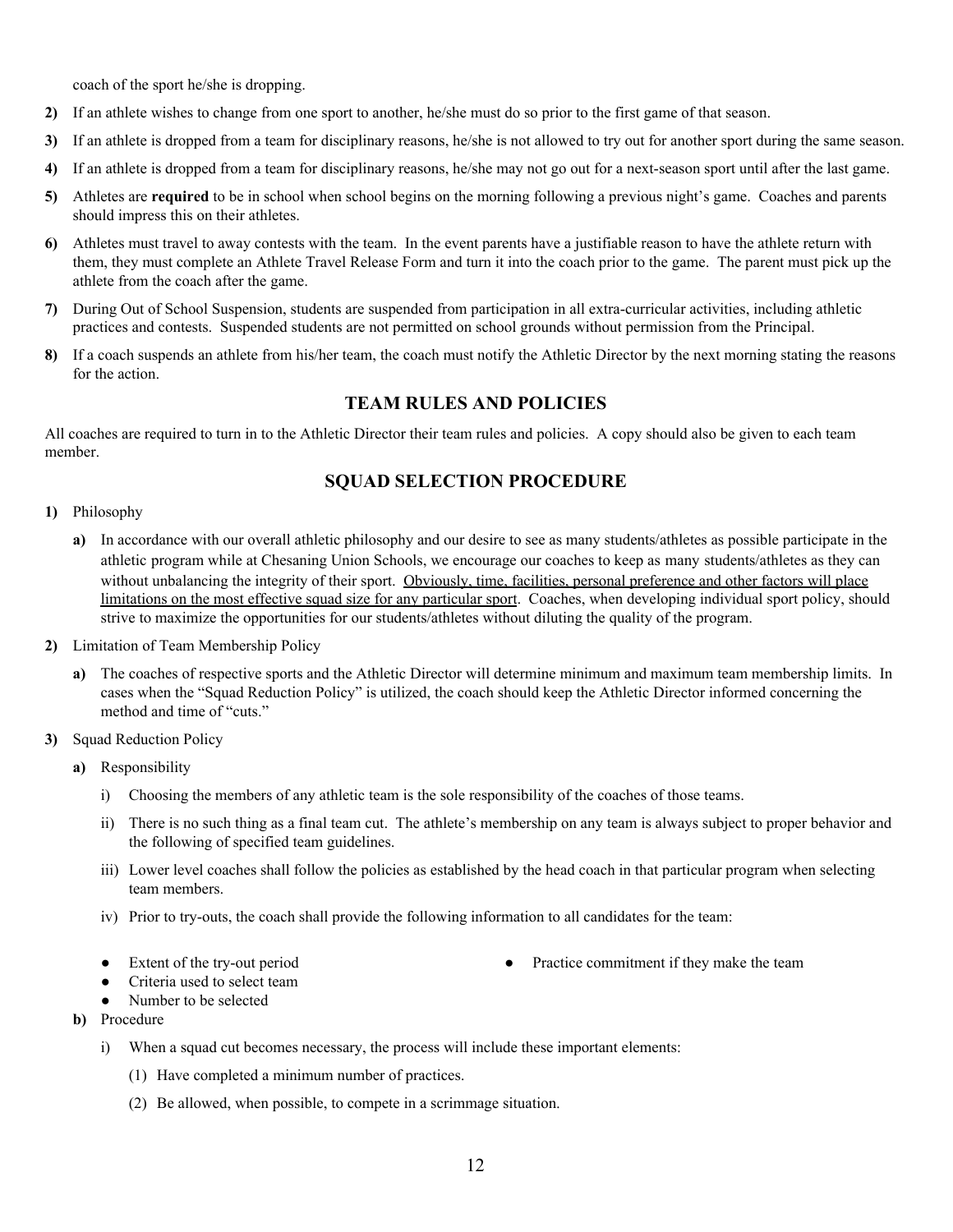coach of the sport he/she is dropping.

2) If an athlete wishes to change from one sport to another, he/she must do so prior to the first game of that season.

3) If an athlete is dropped from a team for disciplinary reasons, he/she is not allowed to try out for another sport during the same season.

4) If an athlete is dropped from a team for disciplinary reasons, he/she may not go out for a next-season sport until after the last game.

5) Athletes are **required** to be in school when school begins on the morning following a previous night's game. Coaches and parents should impress this on their athletes.

6) Athletes must travel to away contests with the team. In the event parents have a justifiable reason to have the athlete return with them, they must complete an Athlete Travel Release Form and turn it into the coach prior to the game. The parent must pick up the athlete from the coach after the game.

7) During Out of School Suspension, students are suspended from participation in all extra-curricular activities, including athletic practices and contests. Suspended students are not permitted on school grounds without permission from the Principal.

8) If a coach suspends an athlete from his/her team, the coach must notify the Athletic Director by the next morning stating the reasons for the action.

## TEAM RULES AND POLICIES

All coaches are required to turn in to the Athletic Director their team rules and policies. A copy should also be given to each team member.

## SQUAD SELECTION PROCEDURE

1) Philosophy

   a) In accordance with our overall athletic philosophy and our desire to see as many students/athletes as possible participate in the athletic program while at Chesaning Union Schools, we encourage our coaches to keep as many students/athletes as they can without unbalancing the integrity of their sport. <u>Obviously, time, facilities, personal preference and other factors will place limitations on the most effective squad size for any particular sport</u>. Coaches, when developing individual sport policy, should strive to maximize the opportunities for our students/athletes without diluting the quality of the program.

2) Limitation of Team Membership Policy

   a) The coaches of respective sports and the Athletic Director will determine minimum and maximum team membership limits. In cases when the "Squad Reduction Policy" is utilized, the coach should keep the Athletic Director informed concerning the method and time of "cuts."

3) Squad Reduction Policy

   a) Responsibility

      i) Choosing the members of any athletic team is the sole responsibility of the coaches of those teams.

      ii) There is no such thing as a final team cut. The athlete's membership on any team is always subject to proper behavior and the following of specified team guidelines.

      iii) Lower level coaches shall follow the policies as established by the head coach in that particular program when selecting team members.

      iv) Prior to try-outs, the coach shall provide the following information to all candidates for the team:

      - Extent of the try-out period
      - Criteria used to select team
      - Number to be selected
      - Practice commitment if they make the team

   b) Procedure

      i) When a squad cut becomes necessary, the process will include these important elements:

         (1) Have completed a minimum number of practices.

         (2) Be allowed, when possible, to compete in a scrimmage situation.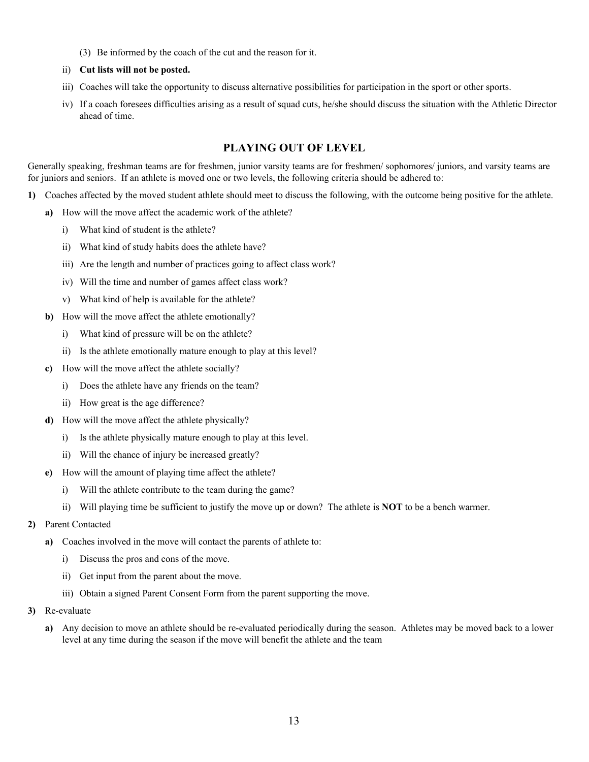(3) Be informed by the coach of the cut and the reason for it.

ii) **Cut lists will not be posted.**

iii) Coaches will take the opportunity to discuss alternative possibilities for participation in the sport or other sports.

iv) If a coach foresees difficulties arising as a result of squad cuts, he/she should discuss the situation with the Athletic Director ahead of time.

## PLAYING OUT OF LEVEL

Generally speaking, freshman teams are for freshmen, junior varsity teams are for freshmen/ sophomores/ juniors, and varsity teams are for juniors and seniors. If an athlete is moved one or two levels, the following criteria should be adhered to:

**1)** Coaches affected by the moved student athlete should meet to discuss the following, with the outcome being positive for the athlete.

- **a)** How will the move affect the academic work of the athlete?
  - i) What kind of student is the athlete?
  - ii) What kind of study habits does the athlete have?
  - iii) Are the length and number of practices going to affect class work?
  - iv) Will the time and number of games affect class work?
  - v) What kind of help is available for the athlete?
- **b)** How will the move affect the athlete emotionally?
  - i) What kind of pressure will be on the athlete?
  - ii) Is the athlete emotionally mature enough to play at this level?
- **c)** How will the move affect the athlete socially?
  - i) Does the athlete have any friends on the team?
  - ii) How great is the age difference?
- **d)** How will the move affect the athlete physically?
  - i) Is the athlete physically mature enough to play at this level.
  - ii) Will the chance of injury be increased greatly?
- **e)** How will the amount of playing time affect the athlete?
  - i) Will the athlete contribute to the team during the game?
  - ii) Will playing time be sufficient to justify the move up or down? The athlete is **NOT** to be a bench warmer.

**2)** Parent Contacted

- **a)** Coaches involved in the move will contact the parents of athlete to:
  - i) Discuss the pros and cons of the move.
  - ii) Get input from the parent about the move.
  - iii) Obtain a signed Parent Consent Form from the parent supporting the move.

**3)** Re-evaluate

- **a)** Any decision to move an athlete should be re-evaluated periodically during the season. Athletes may be moved back to a lower level at any time during the season if the move will benefit the athlete and the team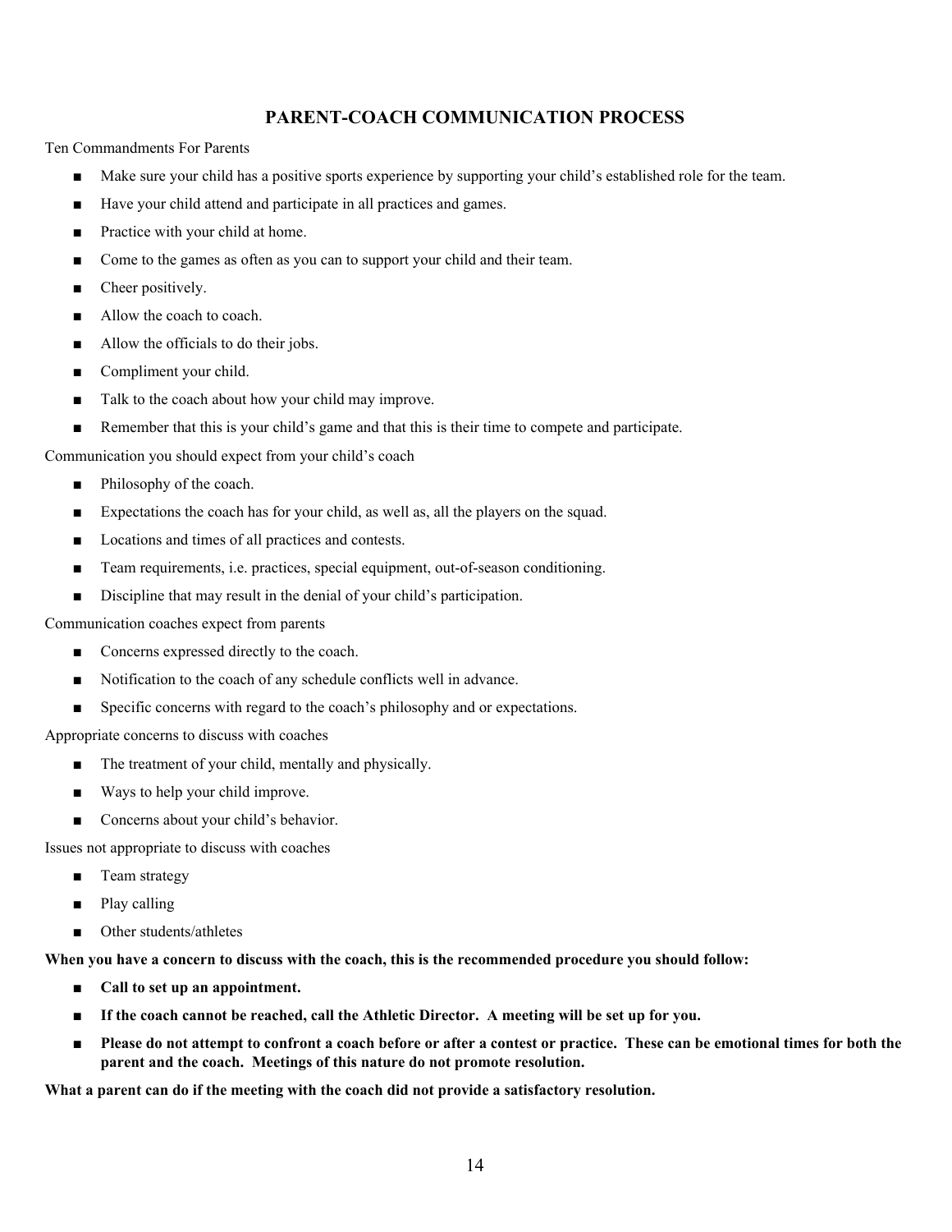## PARENT-COACH COMMUNICATION PROCESS

Ten Commandments For Parents

- Make sure your child has a positive sports experience by supporting your child's established role for the team.
- Have your child attend and participate in all practices and games.
- Practice with your child at home.
- Come to the games as often as you can to support your child and their team.
- Cheer positively.
- Allow the coach to coach.
- Allow the officials to do their jobs.
- Compliment your child.
- Talk to the coach about how your child may improve.
- Remember that this is your child's game and that this is their time to compete and participate.

Communication you should expect from your child's coach

- Philosophy of the coach.
- Expectations the coach has for your child, as well as, all the players on the squad.
- Locations and times of all practices and contests.
- Team requirements, i.e. practices, special equipment, out-of-season conditioning.
- Discipline that may result in the denial of your child's participation.

Communication coaches expect from parents

- Concerns expressed directly to the coach.
- Notification to the coach of any schedule conflicts well in advance.
- Specific concerns with regard to the coach's philosophy and or expectations.

Appropriate concerns to discuss with coaches

- The treatment of your child, mentally and physically.
- Ways to help your child improve.
- Concerns about your child's behavior.

Issues not appropriate to discuss with coaches

- Team strategy
- Play calling
- Other students/athletes

**When you have a concern to discuss with the coach, this is the recommended procedure you should follow:**

- **Call to set up an appointment.**
- **If the coach cannot be reached, call the Athletic Director. A meeting will be set up for you.**
- **Please do not attempt to confront a coach before or after a contest or practice. These can be emotional times for both the parent and the coach. Meetings of this nature do not promote resolution.**

**What a parent can do if the meeting with the coach did not provide a satisfactory resolution.**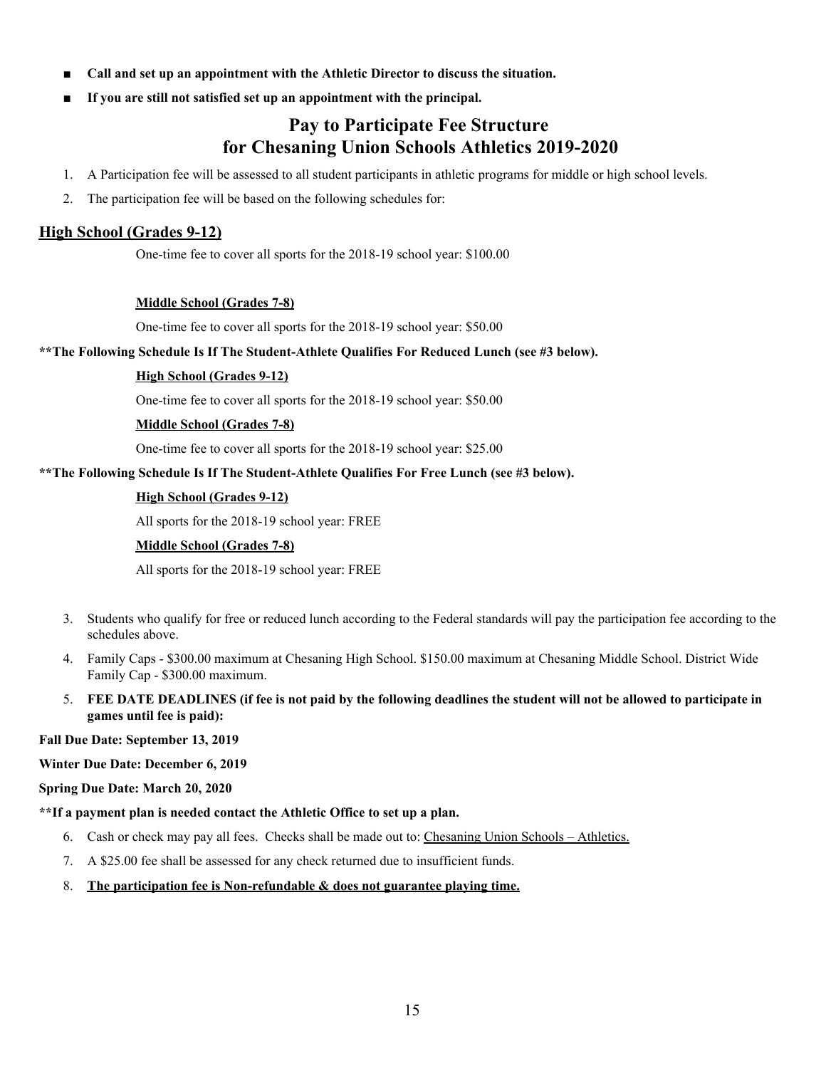- **Call and set up an appointment with the Athletic Director to discuss the situation.**
- **If you are still not satisfied set up an appointment with the principal.**

## Pay to Participate Fee Structure for Chesaning Union Schools Athletics 2019-2020

1. A Participation fee will be assessed to all student participants in athletic programs for middle or high school levels.
2. The participation fee will be based on the following schedules for:

### High School (Grades 9-12)

One-time fee to cover all sports for the 2018-19 school year: $100.00

**Middle School (Grades 7-8)**

One-time fee to cover all sports for the 2018-19 school year: $50.00

**\*\*The Following Schedule Is If The Student-Athlete Qualifies For Reduced Lunch (see #3 below).**

**High School (Grades 9-12)**

One-time fee to cover all sports for the 2018-19 school year: $50.00

**Middle School (Grades 7-8)**

One-time fee to cover all sports for the 2018-19 school year: $25.00

**\*\*The Following Schedule Is If The Student-Athlete Qualifies For Free Lunch (see #3 below).**

**High School (Grades 9-12)**

All sports for the 2018-19 school year: FREE

**Middle School (Grades 7-8)**

All sports for the 2018-19 school year: FREE

3. Students who qualify for free or reduced lunch according to the Federal standards will pay the participation fee according to the schedules above.
4. Family Caps - $300.00 maximum at Chesaning High School. $150.00 maximum at Chesaning Middle School. District Wide Family Cap - $300.00 maximum.
5. **FEE DATE DEADLINES (if fee is not paid by the following deadlines the student will not be allowed to participate in games until fee is paid):**

**Fall Due Date: September 13, 2019**

**Winter Due Date: December 6, 2019**

**Spring Due Date: March 20, 2020**

**\*\*If a payment plan is needed contact the Athletic Office to set up a plan.**

6. Cash or check may pay all fees. Checks shall be made out to: Chesaning Union Schools – Athletics.
7. A $25.00 fee shall be assessed for any check returned due to insufficient funds.
8. **The participation fee is Non-refundable & does not guarantee playing time.**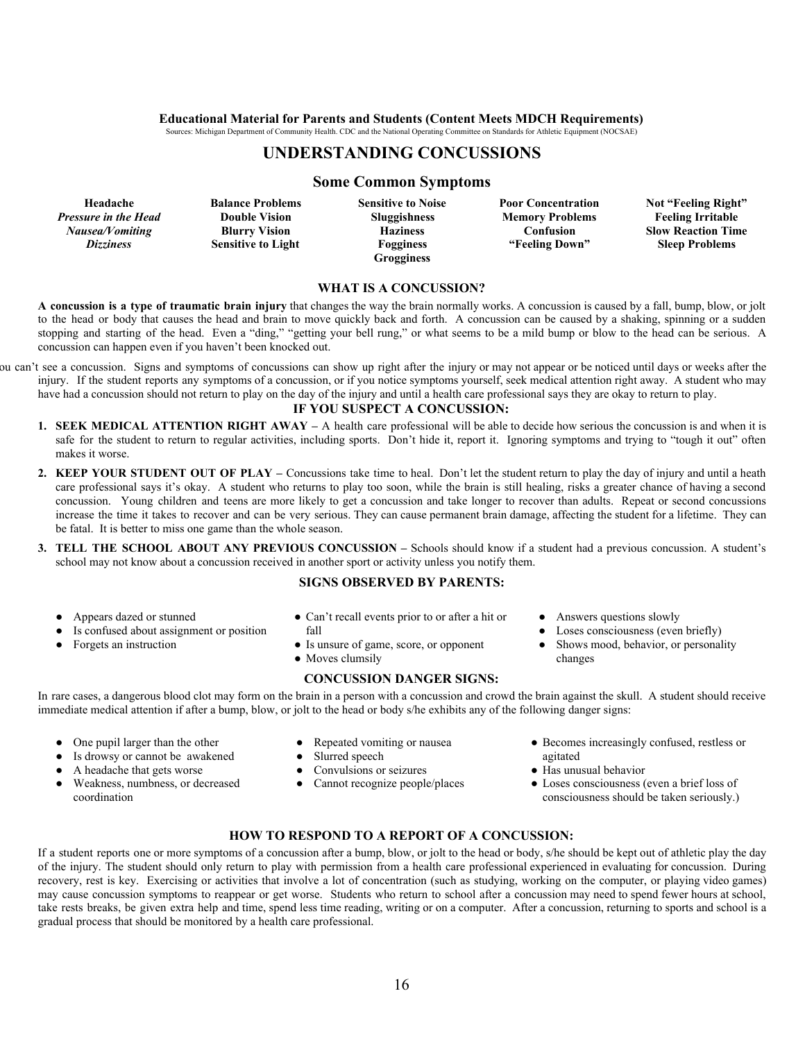**Educational Material for Parents and Students (Content Meets MDCH Requirements)**

Sources: Michigan Department of Community Health. CDC and the National Operating Committee on Standards for Athletic Equipment (NOCSAE)

# UNDERSTANDING CONCUSSIONS

## Some Common Symptoms

| | | | | |
|---|---|---|---|---|
| **Headache** | **Balance Problems** | **Sensitive to Noise** | **Poor Concentration** | **Not "Feeling Right"** |
| ***Pressure in the Head*** | **Double Vision** | **Sluggishness** | **Memory Problems** | **Feeling Irritable** |
| ***Nausea/Vomiting*** | **Blurry Vision** | **Haziness** | **Confusion** | **Slow Reaction Time** |
| ***Dizziness*** | **Sensitive to Light** | **Fogginess** | **"Feeling Down"** | **Sleep Problems** |
| | | **Grogginess** | | |

### WHAT IS A CONCUSSION?

**A concussion is a type of traumatic brain injury** that changes the way the brain normally works. A concussion is caused by a fall, bump, blow, or jolt to the head or body that causes the head and brain to move quickly back and forth. A concussion can be caused by a shaking, spinning or a sudden stopping and starting of the head. Even a "ding," "getting your bell rung," or what seems to be a mild bump or blow to the head can be serious. A concussion can happen even if you haven't been knocked out.

You can't see a concussion. Signs and symptoms of concussions can show up right after the injury or may not appear or be noticed until days or weeks after the injury. If the student reports any symptoms of a concussion, or if you notice symptoms yourself, seek medical attention right away. A student who may have had a concussion should not return to play on the day of the injury and until a health care professional says they are okay to return to play.

### IF YOU SUSPECT A CONCUSSION:

1. **SEEK MEDICAL ATTENTION RIGHT AWAY –** A health care professional will be able to decide how serious the concussion is and when it is safe for the student to return to regular activities, including sports. Don't hide it, report it. Ignoring symptoms and trying to "tough it out" often makes it worse.
2. **KEEP YOUR STUDENT OUT OF PLAY –** Concussions take time to heal. Don't let the student return to play the day of injury and until a heath care professional says it's okay. A student who returns to play too soon, while the brain is still healing, risks a greater chance of having a second concussion. Young children and teens are more likely to get a concussion and take longer to recover than adults. Repeat or second concussions increase the time it takes to recover and can be very serious. They can cause permanent brain damage, affecting the student for a lifetime. They can be fatal. It is better to miss one game than the whole season.
3. **TELL THE SCHOOL ABOUT ANY PREVIOUS CONCUSSION –** Schools should know if a student had a previous concussion. A student's school may not know about a concussion received in another sport or activity unless you notify them.

### SIGNS OBSERVED BY PARENTS:

- Appears dazed or stunned
- Is confused about assignment or position
- Forgets an instruction
- Can't recall events prior to or after a hit or fall
- Is unsure of game, score, or opponent
- Moves clumsily
- Answers questions slowly
- Loses consciousness (even briefly)
- Shows mood, behavior, or personality changes

### CONCUSSION DANGER SIGNS:

In rare cases, a dangerous blood clot may form on the brain in a person with a concussion and crowd the brain against the skull. A student should receive immediate medical attention if after a bump, blow, or jolt to the head or body s/he exhibits any of the following danger signs:

- One pupil larger than the other
- Is drowsy or cannot be awakened
- A headache that gets worse
- Weakness, numbness, or decreased coordination
- Repeated vomiting or nausea
- Slurred speech
- Convulsions or seizures
- Cannot recognize people/places
- Becomes increasingly confused, restless or agitated
- Has unusual behavior
- Loses consciousness (even a brief loss of consciousness should be taken seriously.)

### HOW TO RESPOND TO A REPORT OF A CONCUSSION:

If a student reports one or more symptoms of a concussion after a bump, blow, or jolt to the head or body, s/he should be kept out of athletic play the day of the injury. The student should only return to play with permission from a health care professional experienced in evaluating for concussion. During recovery, rest is key. Exercising or activities that involve a lot of concentration (such as studying, working on the computer, or playing video games) may cause concussion symptoms to reappear or get worse. Students who return to school after a concussion may need to spend fewer hours at school, take rests breaks, be given extra help and time, spend less time reading, writing or on a computer. After a concussion, returning to sports and school is a gradual process that should be monitored by a health care professional.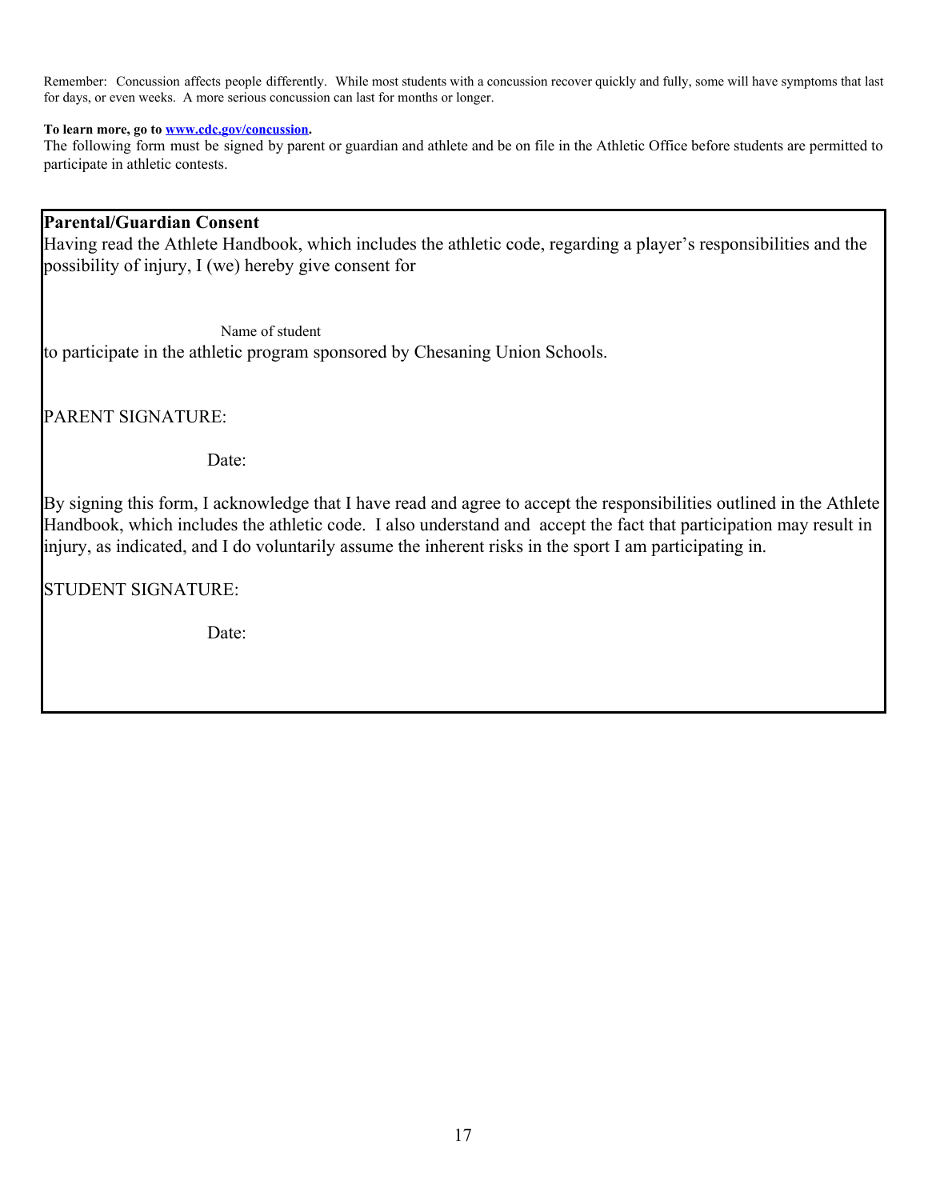Remember: Concussion affects people differently. While most students with a concussion recover quickly and fully, some will have symptoms that last for days, or even weeks. A more serious concussion can last for months or longer.

**To learn more, go to [www.cdc.gov/concussion](http://www.cdc.gov/concussion).**

The following form must be signed by parent or guardian and athlete and be on file in the Athletic Office before students are permitted to participate in athletic contests.

**Parental/Guardian Consent**

Having read the Athlete Handbook, which includes the athletic code, regarding a player's responsibilities and the possibility of injury, I (we) hereby give consent for

Name of student

to participate in the athletic program sponsored by Chesaning Union Schools.

PARENT SIGNATURE:

Date:

By signing this form, I acknowledge that I have read and agree to accept the responsibilities outlined in the Athlete Handbook, which includes the athletic code. I also understand and accept the fact that participation may result in injury, as indicated, and I do voluntarily assume the inherent risks in the sport I am participating in.

STUDENT SIGNATURE:

Date: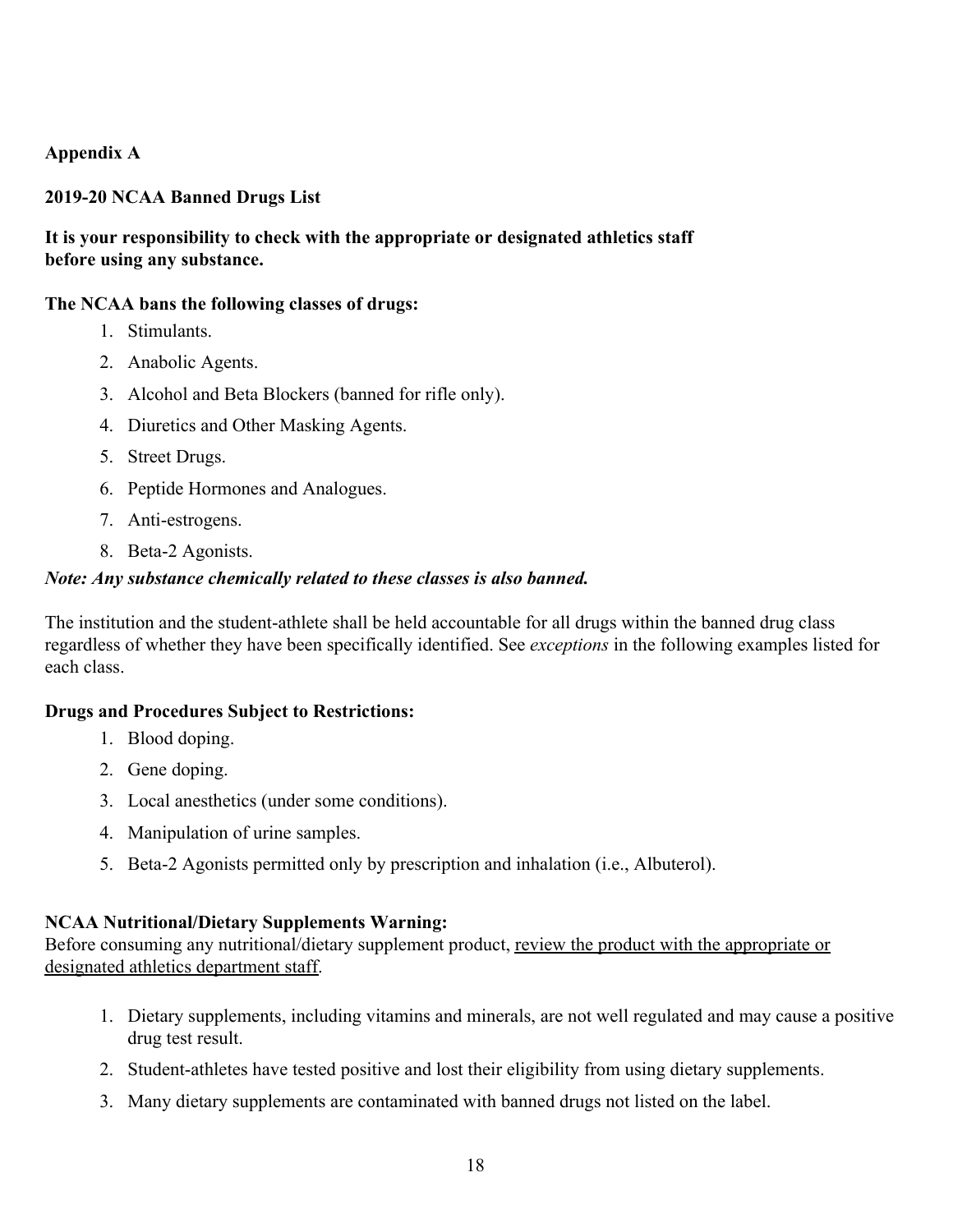## Appendix A

### 2019-20 NCAA Banned Drugs List

**It is your responsibility to check with the appropriate or designated athletics staff before using any substance.**

**The NCAA bans the following classes of drugs:**

1. Stimulants.
2. Anabolic Agents.
3. Alcohol and Beta Blockers (banned for rifle only).
4. Diuretics and Other Masking Agents.
5. Street Drugs.
6. Peptide Hormones and Analogues.
7. Anti-estrogens.
8. Beta-2 Agonists.

***Note: Any substance chemically related to these classes is also banned.***

The institution and the student-athlete shall be held accountable for all drugs within the banned drug class regardless of whether they have been specifically identified. See *exceptions* in the following examples listed for each class.

**Drugs and Procedures Subject to Restrictions:**

1. Blood doping.
2. Gene doping.
3. Local anesthetics (under some conditions).
4. Manipulation of urine samples.
5. Beta-2 Agonists permitted only by prescription and inhalation (i.e., Albuterol).

**NCAA Nutritional/Dietary Supplements Warning:**
Before consuming any nutritional/dietary supplement product, <u>review the product with the appropriate or designated athletics department staff</u>.

1. Dietary supplements, including vitamins and minerals, are not well regulated and may cause a positive drug test result.
2. Student-athletes have tested positive and lost their eligibility from using dietary supplements.
3. Many dietary supplements are contaminated with banned drugs not listed on the label.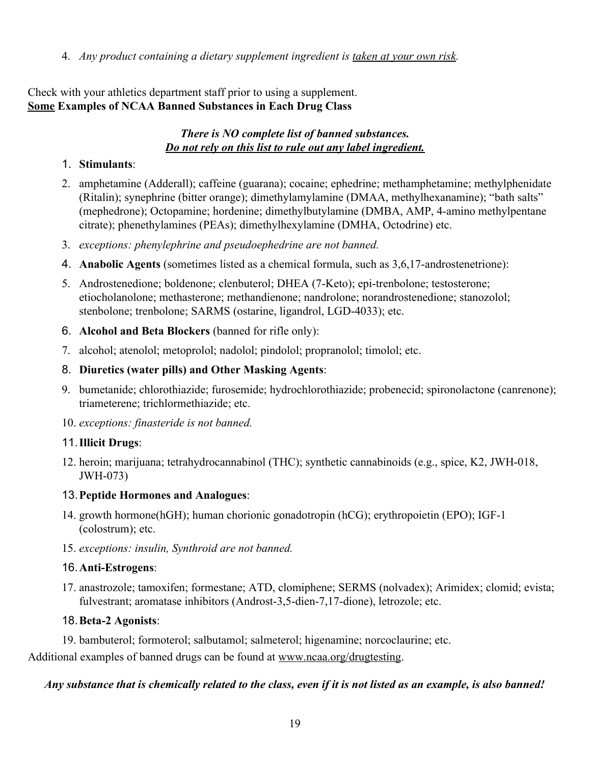4. *Any product containing a dietary supplement ingredient is* *<u>taken at your own risk</u>*.

Check with your athletics department staff prior to using a supplement.
**<u>Some</u> Examples of NCAA Banned Substances in Each Drug Class**

***There is NO complete list of banned substances.***
***<u>Do not rely on this list to rule out any label ingredient.</u>***

1. **Stimulants**:
2. amphetamine (Adderall); caffeine (guarana); cocaine; ephedrine; methamphetamine; methylphenidate (Ritalin); synephrine (bitter orange); dimethylamylamine (DMAA, methylhexanamine); "bath salts" (mephedrone); Octopamine; hordenine; dimethylbutylamine (DMBA, AMP, 4-amino methylpentane citrate); phenethylamines (PEAs); dimethylhexylamine (DMHA, Octodrine) etc.
3. *exceptions: phenylephrine and pseudoephedrine are not banned.*
4. **Anabolic Agents** (sometimes listed as a chemical formula, such as 3,6,17-androstenetrione):
5. Androstenedione; boldenone; clenbuterol; DHEA (7-Keto); epi-trenbolone; testosterone; etiocholanolone; methasterone; methandienone; nandrolone; norandrostenedione; stanozolol; stenbolone; trenbolone; SARMS (ostarine, ligandrol, LGD-4033); etc.
6. **Alcohol and Beta Blockers** (banned for rifle only):
7. alcohol; atenolol; metoprolol; nadolol; pindolol; propranolol; timolol; etc.
8. **Diuretics (water pills) and Other Masking Agents**:
9. bumetanide; chlorothiazide; furosemide; hydrochlorothiazide; probenecid; spironolactone (canrenone); triameterene; trichlormethiazide; etc.
10. *exceptions: finasteride is not banned.*
11. **Illicit Drugs**:
12. heroin; marijuana; tetrahydrocannabinol (THC); synthetic cannabinoids (e.g., spice, K2, JWH-018, JWH-073)
13. **Peptide Hormones and Analogues**:
14. growth hormone(hGH); human chorionic gonadotropin (hCG); erythropoietin (EPO); IGF-1 (colostrum); etc.
15. *exceptions: insulin, Synthroid are not banned.*
16. **Anti-Estrogens**:
17. anastrozole; tamoxifen; formestane; ATD, clomiphene; SERMS (nolvadex); Arimidex; clomid; evista; fulvestrant; aromatase inhibitors (Androst-3,5-dien-7,17-dione), letrozole; etc.
18. **Beta-2 Agonists**:
19. bambuterol; formoterol; salbutamol; salmeterol; higenamine; norcoclaurine; etc.

Additional examples of banned drugs can be found at <u>www.ncaa.org/drugtesting</u>.

***Any substance that is chemically related to the class, even if it is not listed as an example, is also banned!***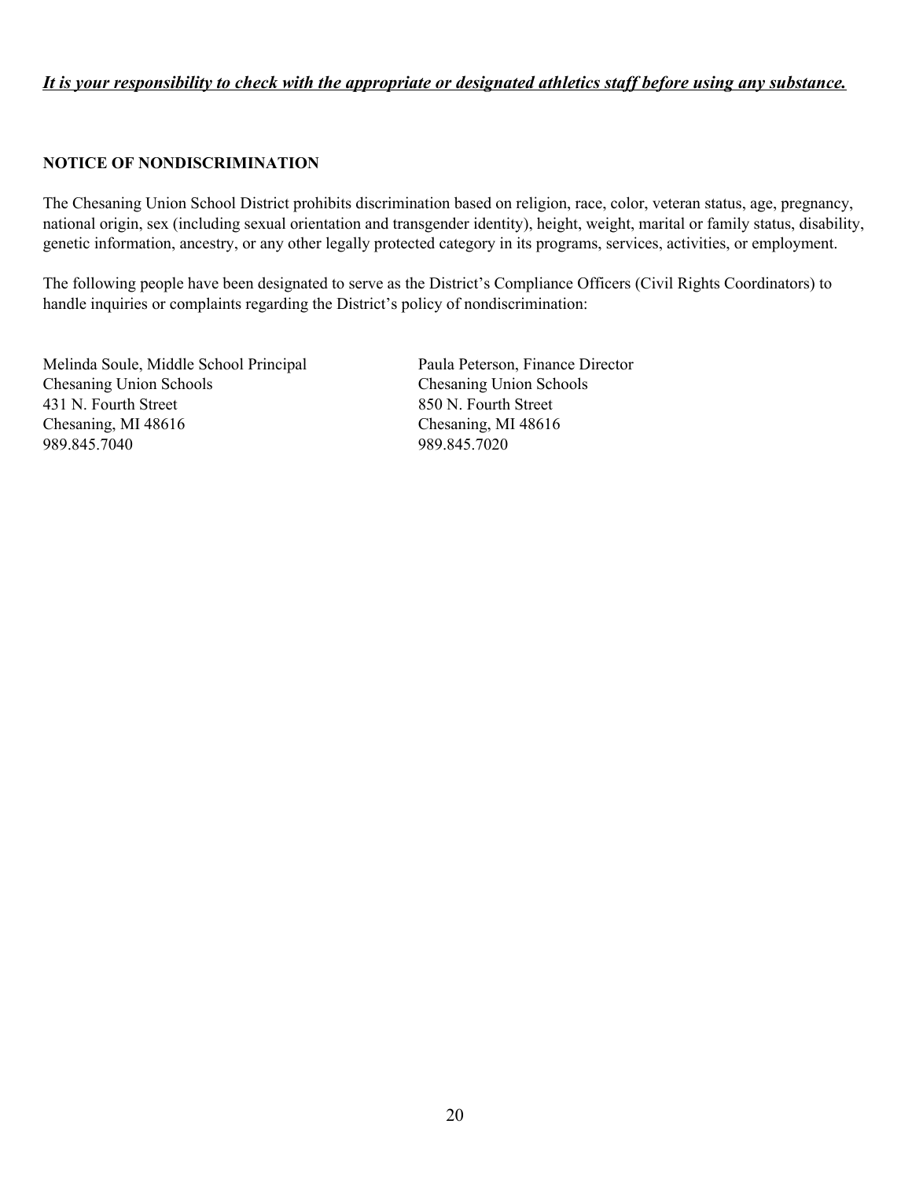***It is your responsibility to check with the appropriate or designated athletics staff before using any substance.***

**NOTICE OF NONDISCRIMINATION**

The Chesaning Union School District prohibits discrimination based on religion, race, color, veteran status, age, pregnancy, national origin, sex (including sexual orientation and transgender identity), height, weight, marital or family status, disability, genetic information, ancestry, or any other legally protected category in its programs, services, activities, or employment.

The following people have been designated to serve as the District's Compliance Officers (Civil Rights Coordinators) to handle inquiries or complaints regarding the District's policy of nondiscrimination:

Melinda Soule, Middle School Principal
Chesaning Union Schools
431 N. Fourth Street
Chesaning, MI 48616
989.845.7040

Paula Peterson, Finance Director
Chesaning Union Schools
850 N. Fourth Street
Chesaning, MI 48616
989.845.7020